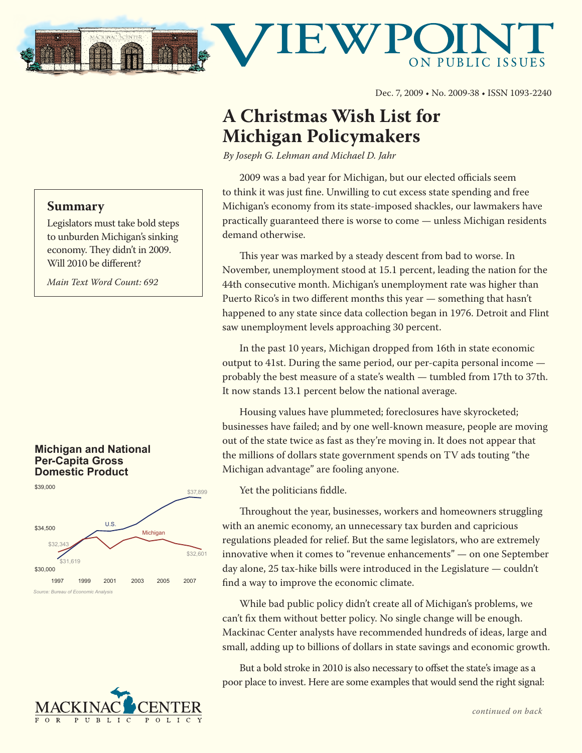# VIEWPOINT ON PUBLIC ISSUES

Dec. 7, 2009 • No. 2009-38 • ISSN 1093-2240

## A Christmas Wish List for Michigan Policymakers

*By Joseph G. Lehman and Michael D. Jahr*

### Summary

Legislators must take bold steps to unburden Michigan's sinking economy. They didn't in 2009. Will 2010 be different?

*Main Text Word Count: 692*

2009 was a bad year for Michigan, but our elected officials seem to think it was just fine. Unwilling to cut excess state spending and free Michigan's economy from its state-imposed shackles, our lawmakers have practically guaranteed there is worse to come — unless Michigan residents demand otherwise.

This year was marked by a steady descent from bad to worse. In November, unemployment stood at 15.1 percent, leading the nation for the 44th consecutive month. Michigan's unemployment rate was higher than Puerto Rico's in two different months this year — something that hasn't happened to any state since data collection began in 1976. Detroit and Flint saw unemployment levels approaching 30 percent.

In the past 10 years, Michigan dropped from 16th in state economic output to 41st. During the same period, our per-capita personal income — probably the best measure of a state's wealth — tumbled from 17th to 37th. It now stands 13.1 percent below the national average.

Housing values have plummeted; foreclosures have skyrocketed; businesses have failed; and by one well-known measure, people are moving out of the state twice as fast as they're moving in. It does not appear that the millions of dollars state government spends on TV ads touting "the Michigan advantage" are fooling anyone.

Yet the politicians fiddle.

Throughout the year, businesses, workers and homeowners struggling with an anemic economy, an unnecessary tax burden and capricious regulations pleaded for relief. But the same legislators, who are extremely innovative when it comes to "revenue enhancements" — on one September day alone, 25 tax-hike bills were introduced in the Legislature — couldn't find a way to improve the economic climate.

While bad public policy didn't create all of Michigan's problems, we can't fix them without better policy. No single change will be enough. Mackinac Center analysts have recommended hundreds of ideas, large and small, adding up to billions of dollars in state savings and economic growth.

But a bold stroke in 2010 is also necessary to offset the state's image as a poor place to invest. Here are some examples that would send the right signal:

**Michigan and National Per-Capita Gross Domestic Product**

(Chart: U.S. rises from $31,619 in 1997 to $37,899 in 2007; Michigan from $32,343 in 1997 to $32,601 in 2007. Axis: $30,000–$39,000; years 1997–2007.)

*Source: Bureau of Economic Analysis*

*continued on back*

MACKINAC CENTER FOR PUBLIC POLICY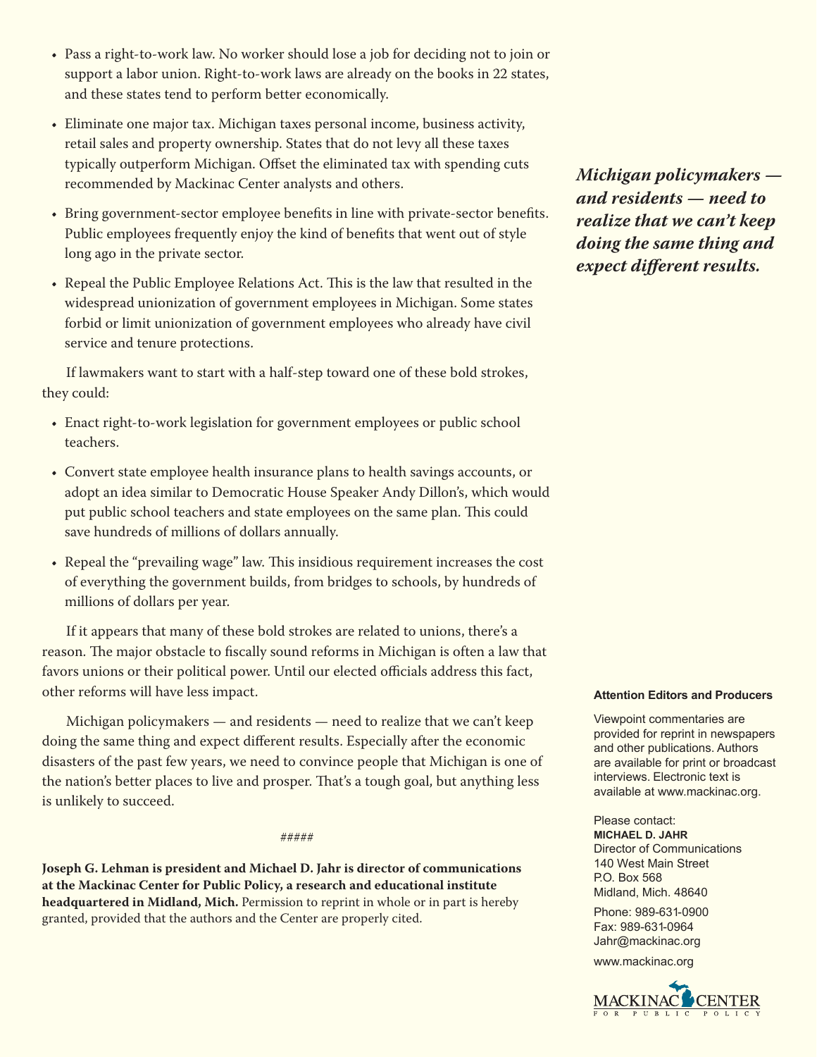- Pass a right-to-work law. No worker should lose a job for deciding not to join or support a labor union. Right-to-work laws are already on the books in 22 states, and these states tend to perform better economically.
- Eliminate one major tax. Michigan taxes personal income, business activity, retail sales and property ownership. States that do not levy all these taxes typically outperform Michigan. Offset the eliminated tax with spending cuts recommended by Mackinac Center analysts and others.
- Bring government-sector employee benefits in line with private-sector benefits. Public employees frequently enjoy the kind of benefits that went out of style long ago in the private sector.
- Repeal the Public Employee Relations Act. This is the law that resulted in the widespread unionization of government employees in Michigan. Some states forbid or limit unionization of government employees who already have civil service and tenure protections.

If lawmakers want to start with a half-step toward one of these bold strokes, they could:

- Enact right-to-work legislation for government employees or public school teachers.
- Convert state employee health insurance plans to health savings accounts, or adopt an idea similar to Democratic House Speaker Andy Dillon's, which would put public school teachers and state employees on the same plan. This could save hundreds of millions of dollars annually.
- Repeal the "prevailing wage" law. This insidious requirement increases the cost of everything the government builds, from bridges to schools, by hundreds of millions of dollars per year.

If it appears that many of these bold strokes are related to unions, there's a reason. The major obstacle to fiscally sound reforms in Michigan is often a law that favors unions or their political power. Until our elected officials address this fact, other reforms will have less impact.

Michigan policymakers — and residents — need to realize that we can't keep doing the same thing and expect different results. Especially after the economic disasters of the past few years, we need to convince people that Michigan is one of the nation's better places to live and prosper. That's a tough goal, but anything less is unlikely to succeed.

*Michigan policymakers — and residents — need to realize that we can't keep doing the same thing and expect different results.*

#####

**Joseph G. Lehman is president and Michael D. Jahr is director of communications at the Mackinac Center for Public Policy, a research and educational institute headquartered in Midland, Mich.** Permission to reprint in whole or in part is hereby granted, provided that the authors and the Center are properly cited.

**Attention Editors and Producers**

Viewpoint commentaries are provided for reprint in newspapers and other publications. Authors are available for print or broadcast interviews. Electronic text is available at www.mackinac.org.

Please contact:
**MICHAEL D. JAHR**
Director of Communications
140 West Main Street
P.O. Box 568
Midland, Mich. 48640

Phone: 989-631-0900
Fax: 989-631-0964
Jahr@mackinac.org

www.mackinac.org

MACKINAC CENTER FOR PUBLIC POLICY